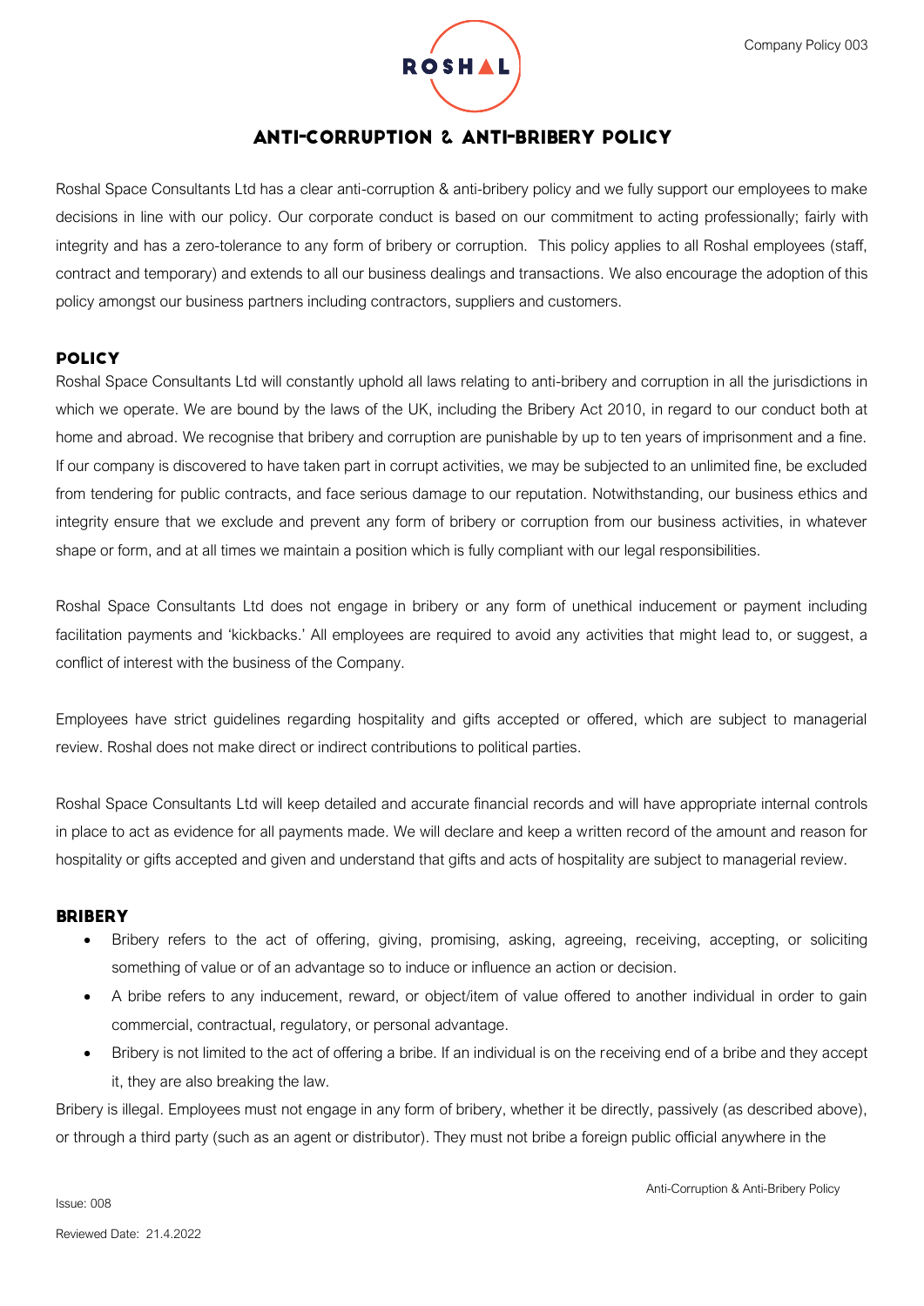# ANTI-CORRUPTION & ANTI-BRIBERY POLICY

Roshal Space Consultants Ltd has a clear anti-corruption & anti-bribery policy and we fully support our employees to make decisions in line with our policy. Our corporate conduct is based on our commitment to acting professionally; fairly with integrity and has a zero-tolerance to any form of bribery or corruption. This policy applies to all Roshal employees (staff, contract and temporary) and extends to all our business dealings and transactions. We also encourage the adoption of this policy amongst our business partners including contractors, suppliers and customers.

## POLICY

Roshal Space Consultants Ltd will constantly uphold all laws relating to anti-bribery and corruption in all the jurisdictions in which we operate. We are bound by the laws of the UK, including the Bribery Act 2010, in regard to our conduct both at home and abroad. We recognise that bribery and corruption are punishable by up to ten years of imprisonment and a fine. If our company is discovered to have taken part in corrupt activities, we may be subjected to an unlimited fine, be excluded from tendering for public contracts, and face serious damage to our reputation. Notwithstanding, our business ethics and integrity ensure that we exclude and prevent any form of bribery or corruption from our business activities, in whatever shape or form, and at all times we maintain a position which is fully compliant with our legal responsibilities.

Roshal Space Consultants Ltd does not engage in bribery or any form of unethical inducement or payment including facilitation payments and 'kickbacks.' All employees are required to avoid any activities that might lead to, or suggest, a conflict of interest with the business of the Company.

Employees have strict guidelines regarding hospitality and gifts accepted or offered, which are subject to managerial review. Roshal does not make direct or indirect contributions to political parties.

Roshal Space Consultants Ltd will keep detailed and accurate financial records and will have appropriate internal controls in place to act as evidence for all payments made. We will declare and keep a written record of the amount and reason for hospitality or gifts accepted and given and understand that gifts and acts of hospitality are subject to managerial review.

## BRIBERY

- Bribery refers to the act of offering, giving, promising, asking, agreeing, receiving, accepting, or soliciting something of value or of an advantage so to induce or influence an action or decision.
- A bribe refers to any inducement, reward, or object/item of value offered to another individual in order to gain commercial, contractual, regulatory, or personal advantage.
- Bribery is not limited to the act of offering a bribe. If an individual is on the receiving end of a bribe and they accept it, they are also breaking the law.

Bribery is illegal. Employees must not engage in any form of bribery, whether it be directly, passively (as described above), or through a third party (such as an agent or distributor). They must not bribe a foreign public official anywhere in the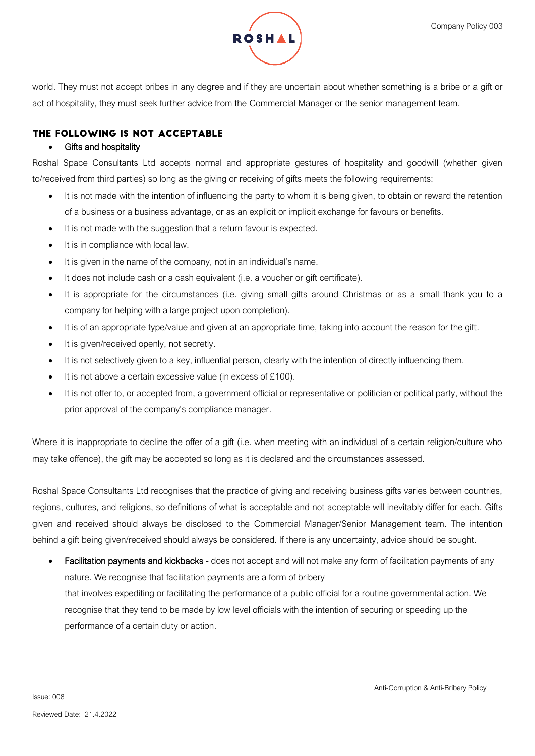world. They must not accept bribes in any degree and if they are uncertain about whether something is a bribe or a gift or act of hospitality, they must seek further advice from the Commercial Manager or the senior management team.

## THE FOLLOWING IS NOT ACCEPTABLE

- Gifts and hospitality

Roshal Space Consultants Ltd accepts normal and appropriate gestures of hospitality and goodwill (whether given to/received from third parties) so long as the giving or receiving of gifts meets the following requirements:

- It is not made with the intention of influencing the party to whom it is being given, to obtain or reward the retention of a business or a business advantage, or as an explicit or implicit exchange for favours or benefits.
- It is not made with the suggestion that a return favour is expected.
- It is in compliance with local law.
- It is given in the name of the company, not in an individual's name.
- It does not include cash or a cash equivalent (i.e. a voucher or gift certificate).
- It is appropriate for the circumstances (i.e. giving small gifts around Christmas or as a small thank you to a company for helping with a large project upon completion).
- It is of an appropriate type/value and given at an appropriate time, taking into account the reason for the gift.
- It is given/received openly, not secretly.
- It is not selectively given to a key, influential person, clearly with the intention of directly influencing them.
- It is not above a certain excessive value (in excess of £100).
- It is not offer to, or accepted from, a government official or representative or politician or political party, without the prior approval of the company's compliance manager.

Where it is inappropriate to decline the offer of a gift (i.e. when meeting with an individual of a certain religion/culture who may take offence), the gift may be accepted so long as it is declared and the circumstances assessed.

Roshal Space Consultants Ltd recognises that the practice of giving and receiving business gifts varies between countries, regions, cultures, and religions, so definitions of what is acceptable and not acceptable will inevitably differ for each. Gifts given and received should always be disclosed to the Commercial Manager/Senior Management team. The intention behind a gift being given/received should always be considered. If there is any uncertainty, advice should be sought.

- Facilitation payments and kickbacks - does not accept and will not make any form of facilitation payments of any nature. We recognise that facilitation payments are a form of bribery that involves expediting or facilitating the performance of a public official for a routine governmental action. We recognise that they tend to be made by low level officials with the intention of securing or speeding up the performance of a certain duty or action.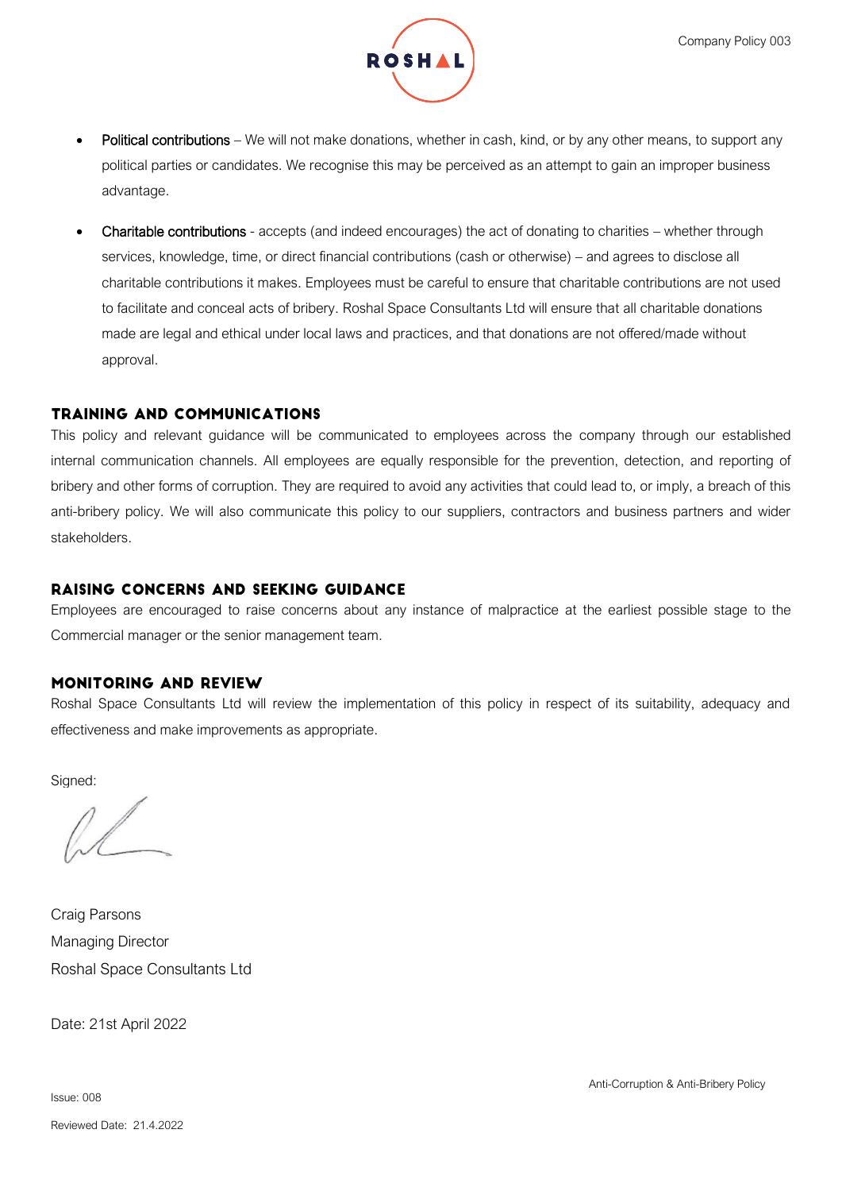- Political contributions – We will not make donations, whether in cash, kind, or by any other means, to support any political parties or candidates. We recognise this may be perceived as an attempt to gain an improper business advantage.
- Charitable contributions - accepts (and indeed encourages) the act of donating to charities – whether through services, knowledge, time, or direct financial contributions (cash or otherwise) – and agrees to disclose all charitable contributions it makes. Employees must be careful to ensure that charitable contributions are not used to facilitate and conceal acts of bribery. Roshal Space Consultants Ltd will ensure that all charitable donations made are legal and ethical under local laws and practices, and that donations are not offered/made without approval.

## TRAINING AND COMMUNICATIONS

This policy and relevant guidance will be communicated to employees across the company through our established internal communication channels. All employees are equally responsible for the prevention, detection, and reporting of bribery and other forms of corruption. They are required to avoid any activities that could lead to, or imply, a breach of this anti-bribery policy. We will also communicate this policy to our suppliers, contractors and business partners and wider stakeholders.

## RAISING CONCERNS AND SEEKING GUIDANCE

Employees are encouraged to raise concerns about any instance of malpractice at the earliest possible stage to the Commercial manager or the senior management team.

## MONITORING AND REVIEW

Roshal Space Consultants Ltd will review the implementation of this policy in respect of its suitability, adequacy and effectiveness and make improvements as appropriate.

Signed:

Craig Parsons
Managing Director
Roshal Space Consultants Ltd

Date: 21st April 2022

Issue: 008

Reviewed Date: 21.4.2022